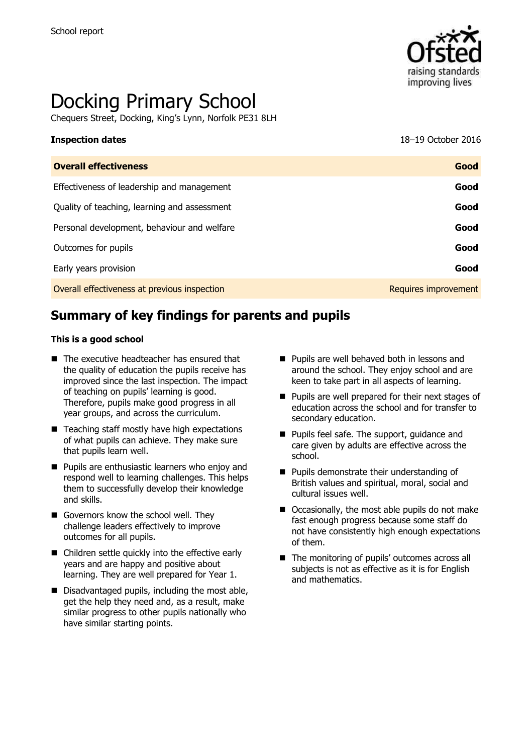School report

# Docking Primary School

Chequers Street, Docking, King's Lynn, Norfolk PE31 8LH

**Inspection dates** 18–19 October 2016

| | |
|---|---|
| **Overall effectiveness** | **Good** |
| Effectiveness of leadership and management | **Good** |
| Quality of teaching, learning and assessment | **Good** |
| Personal development, behaviour and welfare | **Good** |
| Outcomes for pupils | **Good** |
| Early years provision | **Good** |
| Overall effectiveness at previous inspection | Requires improvement |

## Summary of key findings for parents and pupils

**This is a good school**

- The executive headteacher has ensured that the quality of education the pupils receive has improved since the last inspection. The impact of teaching on pupils' learning is good. Therefore, pupils make good progress in all year groups, and across the curriculum.
- Teaching staff mostly have high expectations of what pupils can achieve. They make sure that pupils learn well.
- Pupils are enthusiastic learners who enjoy and respond well to learning challenges. This helps them to successfully develop their knowledge and skills.
- Governors know the school well. They challenge leaders effectively to improve outcomes for all pupils.
- Children settle quickly into the effective early years and are happy and positive about learning. They are well prepared for Year 1.
- Disadvantaged pupils, including the most able, get the help they need and, as a result, make similar progress to other pupils nationally who have similar starting points.
- Pupils are well behaved both in lessons and around the school. They enjoy school and are keen to take part in all aspects of learning.
- Pupils are well prepared for their next stages of education across the school and for transfer to secondary education.
- Pupils feel safe. The support, guidance and care given by adults are effective across the school.
- Pupils demonstrate their understanding of British values and spiritual, moral, social and cultural issues well.
- Occasionally, the most able pupils do not make fast enough progress because some staff do not have consistently high enough expectations of them.
- The monitoring of pupils' outcomes across all subjects is not as effective as it is for English and mathematics.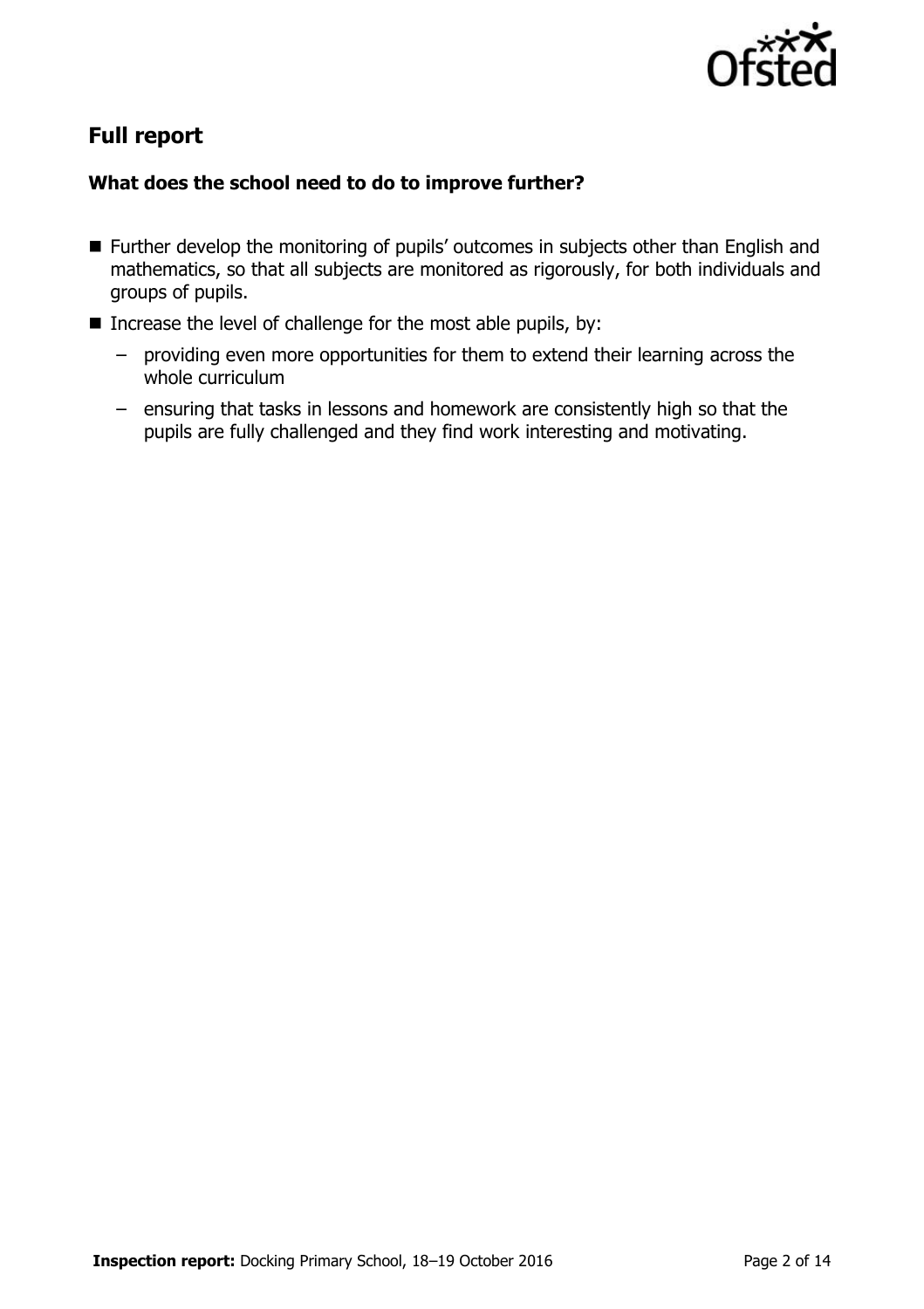## Full report

### What does the school need to do to improve further?

- Further develop the monitoring of pupils' outcomes in subjects other than English and mathematics, so that all subjects are monitored as rigorously, for both individuals and groups of pupils.
- Increase the level of challenge for the most able pupils, by:
  - providing even more opportunities for them to extend their learning across the whole curriculum
  - ensuring that tasks in lessons and homework are consistently high so that the pupils are fully challenged and they find work interesting and motivating.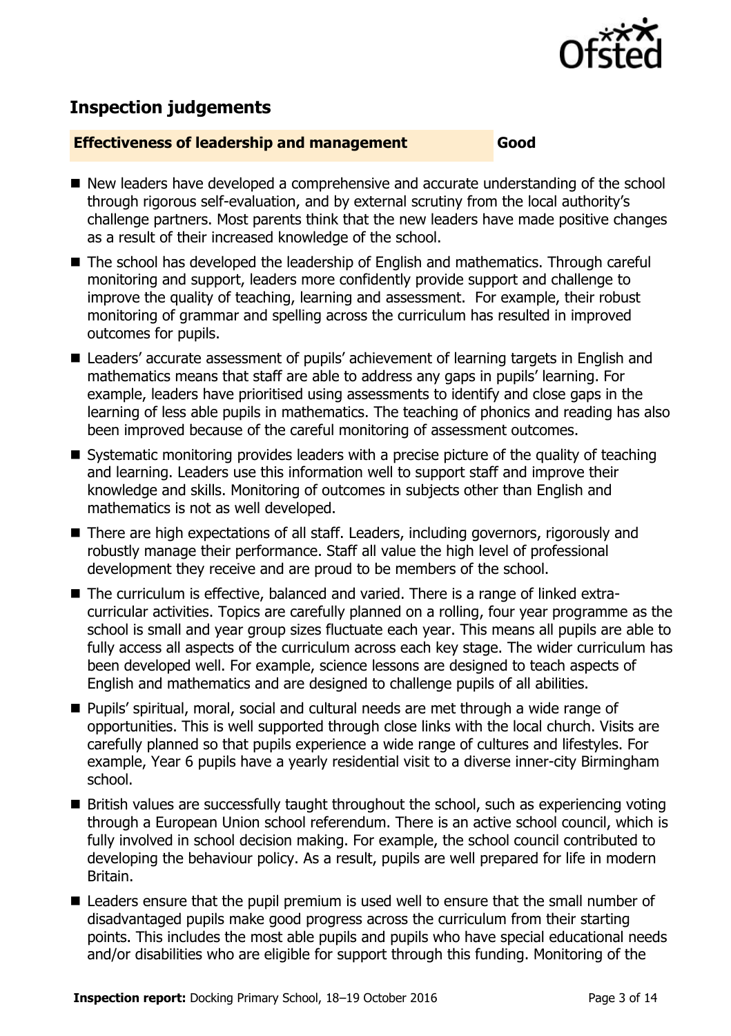## Inspection judgements

| Effectiveness of leadership and management | Good |
| --- | --- |

- New leaders have developed a comprehensive and accurate understanding of the school through rigorous self-evaluation, and by external scrutiny from the local authority's challenge partners. Most parents think that the new leaders have made positive changes as a result of their increased knowledge of the school.
- The school has developed the leadership of English and mathematics. Through careful monitoring and support, leaders more confidently provide support and challenge to improve the quality of teaching, learning and assessment. For example, their robust monitoring of grammar and spelling across the curriculum has resulted in improved outcomes for pupils.
- Leaders' accurate assessment of pupils' achievement of learning targets in English and mathematics means that staff are able to address any gaps in pupils' learning. For example, leaders have prioritised using assessments to identify and close gaps in the learning of less able pupils in mathematics. The teaching of phonics and reading has also been improved because of the careful monitoring of assessment outcomes.
- Systematic monitoring provides leaders with a precise picture of the quality of teaching and learning. Leaders use this information well to support staff and improve their knowledge and skills. Monitoring of outcomes in subjects other than English and mathematics is not as well developed.
- There are high expectations of all staff. Leaders, including governors, rigorously and robustly manage their performance. Staff all value the high level of professional development they receive and are proud to be members of the school.
- The curriculum is effective, balanced and varied. There is a range of linked extra-curricular activities. Topics are carefully planned on a rolling, four year programme as the school is small and year group sizes fluctuate each year. This means all pupils are able to fully access all aspects of the curriculum across each key stage. The wider curriculum has been developed well. For example, science lessons are designed to teach aspects of English and mathematics and are designed to challenge pupils of all abilities.
- Pupils' spiritual, moral, social and cultural needs are met through a wide range of opportunities. This is well supported through close links with the local church. Visits are carefully planned so that pupils experience a wide range of cultures and lifestyles. For example, Year 6 pupils have a yearly residential visit to a diverse inner-city Birmingham school.
- British values are successfully taught throughout the school, such as experiencing voting through a European Union school referendum. There is an active school council, which is fully involved in school decision making. For example, the school council contributed to developing the behaviour policy. As a result, pupils are well prepared for life in modern Britain.
- Leaders ensure that the pupil premium is used well to ensure that the small number of disadvantaged pupils make good progress across the curriculum from their starting points. This includes the most able pupils and pupils who have special educational needs and/or disabilities who are eligible for support through this funding. Monitoring of the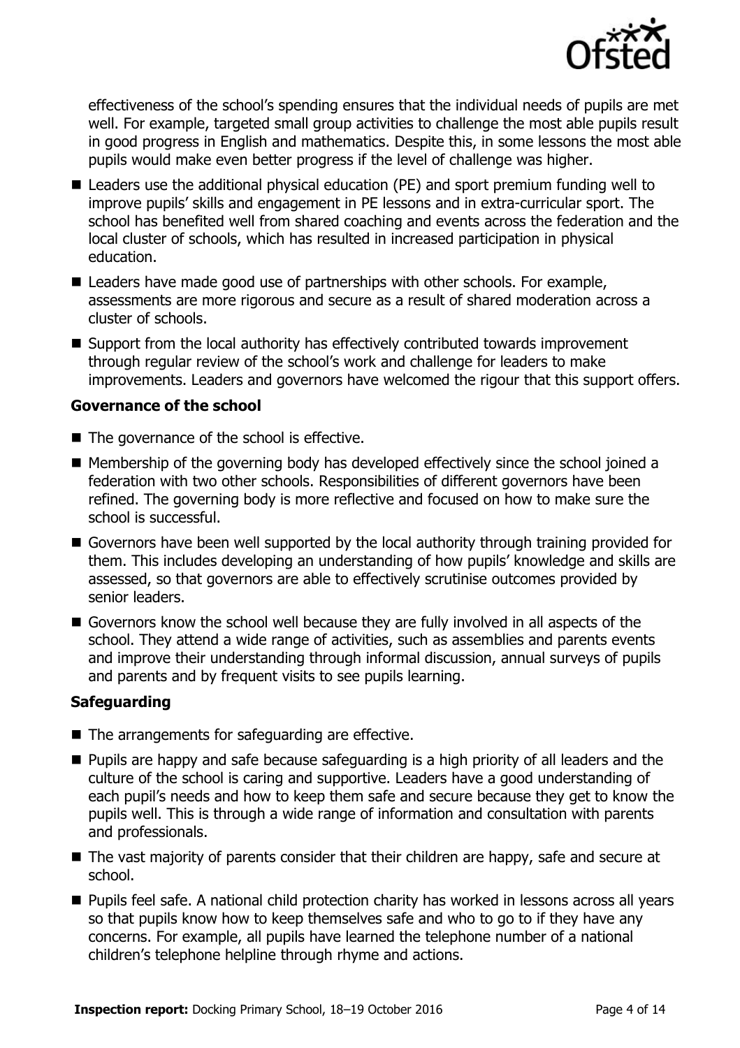effectiveness of the school's spending ensures that the individual needs of pupils are met well. For example, targeted small group activities to challenge the most able pupils result in good progress in English and mathematics. Despite this, in some lessons the most able pupils would make even better progress if the level of challenge was higher.

- Leaders use the additional physical education (PE) and sport premium funding well to improve pupils' skills and engagement in PE lessons and in extra-curricular sport. The school has benefited well from shared coaching and events across the federation and the local cluster of schools, which has resulted in increased participation in physical education.
- Leaders have made good use of partnerships with other schools. For example, assessments are more rigorous and secure as a result of shared moderation across a cluster of schools.
- Support from the local authority has effectively contributed towards improvement through regular review of the school's work and challenge for leaders to make improvements. Leaders and governors have welcomed the rigour that this support offers.

### Governance of the school

- The governance of the school is effective.
- Membership of the governing body has developed effectively since the school joined a federation with two other schools. Responsibilities of different governors have been refined. The governing body is more reflective and focused on how to make sure the school is successful.
- Governors have been well supported by the local authority through training provided for them. This includes developing an understanding of how pupils' knowledge and skills are assessed, so that governors are able to effectively scrutinise outcomes provided by senior leaders.
- Governors know the school well because they are fully involved in all aspects of the school. They attend a wide range of activities, such as assemblies and parents events and improve their understanding through informal discussion, annual surveys of pupils and parents and by frequent visits to see pupils learning.

### Safeguarding

- The arrangements for safeguarding are effective.
- Pupils are happy and safe because safeguarding is a high priority of all leaders and the culture of the school is caring and supportive. Leaders have a good understanding of each pupil's needs and how to keep them safe and secure because they get to know the pupils well. This is through a wide range of information and consultation with parents and professionals.
- The vast majority of parents consider that their children are happy, safe and secure at school.
- Pupils feel safe. A national child protection charity has worked in lessons across all years so that pupils know how to keep themselves safe and who to go to if they have any concerns. For example, all pupils have learned the telephone number of a national children's telephone helpline through rhyme and actions.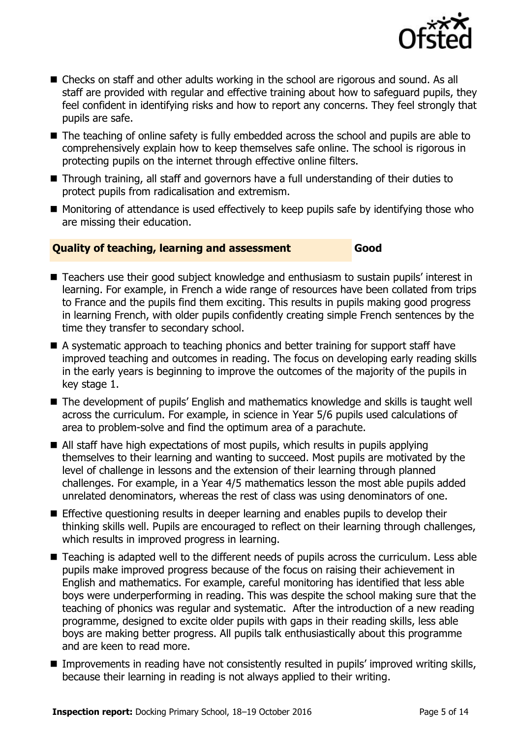- Checks on staff and other adults working in the school are rigorous and sound. As all staff are provided with regular and effective training about how to safeguard pupils, they feel confident in identifying risks and how to report any concerns. They feel strongly that pupils are safe.
- The teaching of online safety is fully embedded across the school and pupils are able to comprehensively explain how to keep themselves safe online. The school is rigorous in protecting pupils on the internet through effective online filters.
- Through training, all staff and governors have a full understanding of their duties to protect pupils from radicalisation and extremism.
- Monitoring of attendance is used effectively to keep pupils safe by identifying those who are missing their education.

| **Quality of teaching, learning and assessment** | **Good** |
|---|---|

- Teachers use their good subject knowledge and enthusiasm to sustain pupils' interest in learning. For example, in French a wide range of resources have been collated from trips to France and the pupils find them exciting. This results in pupils making good progress in learning French, with older pupils confidently creating simple French sentences by the time they transfer to secondary school.
- A systematic approach to teaching phonics and better training for support staff have improved teaching and outcomes in reading. The focus on developing early reading skills in the early years is beginning to improve the outcomes of the majority of the pupils in key stage 1.
- The development of pupils' English and mathematics knowledge and skills is taught well across the curriculum. For example, in science in Year 5/6 pupils used calculations of area to problem-solve and find the optimum area of a parachute.
- All staff have high expectations of most pupils, which results in pupils applying themselves to their learning and wanting to succeed. Most pupils are motivated by the level of challenge in lessons and the extension of their learning through planned challenges. For example, in a Year 4/5 mathematics lesson the most able pupils added unrelated denominators, whereas the rest of class was using denominators of one.
- Effective questioning results in deeper learning and enables pupils to develop their thinking skills well. Pupils are encouraged to reflect on their learning through challenges, which results in improved progress in learning.
- Teaching is adapted well to the different needs of pupils across the curriculum. Less able pupils make improved progress because of the focus on raising their achievement in English and mathematics. For example, careful monitoring has identified that less able boys were underperforming in reading. This was despite the school making sure that the teaching of phonics was regular and systematic. After the introduction of a new reading programme, designed to excite older pupils with gaps in their reading skills, less able boys are making better progress. All pupils talk enthusiastically about this programme and are keen to read more.
- Improvements in reading have not consistently resulted in pupils' improved writing skills, because their learning in reading is not always applied to their writing.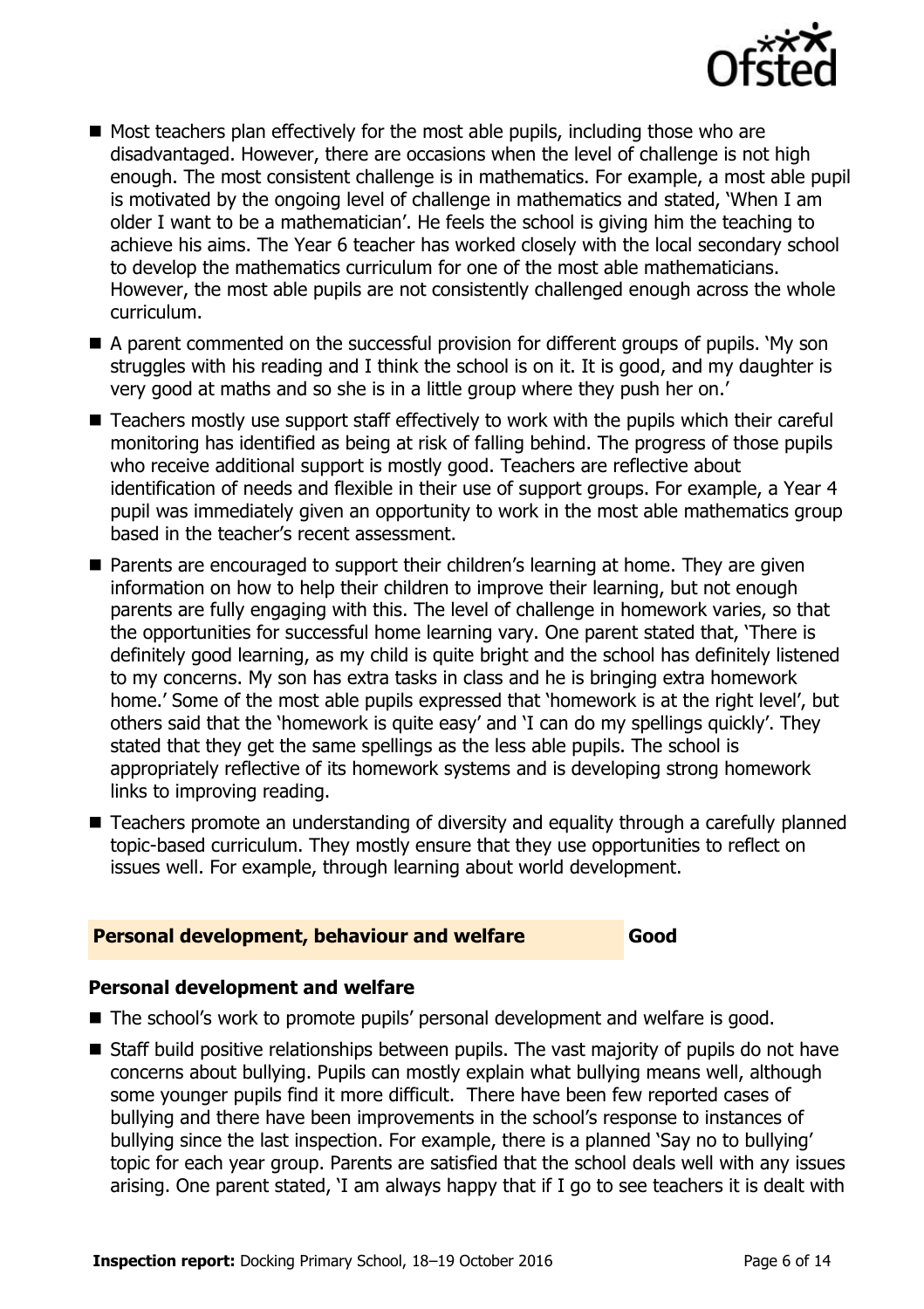- Most teachers plan effectively for the most able pupils, including those who are disadvantaged. However, there are occasions when the level of challenge is not high enough. The most consistent challenge is in mathematics. For example, a most able pupil is motivated by the ongoing level of challenge in mathematics and stated, 'When I am older I want to be a mathematician'. He feels the school is giving him the teaching to achieve his aims. The Year 6 teacher has worked closely with the local secondary school to develop the mathematics curriculum for one of the most able mathematicians. However, the most able pupils are not consistently challenged enough across the whole curriculum.
- A parent commented on the successful provision for different groups of pupils. 'My son struggles with his reading and I think the school is on it. It is good, and my daughter is very good at maths and so she is in a little group where they push her on.'
- Teachers mostly use support staff effectively to work with the pupils which their careful monitoring has identified as being at risk of falling behind. The progress of those pupils who receive additional support is mostly good. Teachers are reflective about identification of needs and flexible in their use of support groups. For example, a Year 4 pupil was immediately given an opportunity to work in the most able mathematics group based in the teacher's recent assessment.
- Parents are encouraged to support their children's learning at home. They are given information on how to help their children to improve their learning, but not enough parents are fully engaging with this. The level of challenge in homework varies, so that the opportunities for successful home learning vary. One parent stated that, 'There is definitely good learning, as my child is quite bright and the school has definitely listened to my concerns. My son has extra tasks in class and he is bringing extra homework home.' Some of the most able pupils expressed that 'homework is at the right level', but others said that the 'homework is quite easy' and 'I can do my spellings quickly'. They stated that they get the same spellings as the less able pupils. The school is appropriately reflective of its homework systems and is developing strong homework links to improving reading.
- Teachers promote an understanding of diversity and equality through a carefully planned topic-based curriculum. They mostly ensure that they use opportunities to reflect on issues well. For example, through learning about world development.

## Personal development, behaviour and welfare — Good

### Personal development and welfare

- The school's work to promote pupils' personal development and welfare is good.
- Staff build positive relationships between pupils. The vast majority of pupils do not have concerns about bullying. Pupils can mostly explain what bullying means well, although some younger pupils find it more difficult. There have been few reported cases of bullying and there have been improvements in the school's response to instances of bullying since the last inspection. For example, there is a planned 'Say no to bullying' topic for each year group. Parents are satisfied that the school deals well with any issues arising. One parent stated, 'I am always happy that if I go to see teachers it is dealt with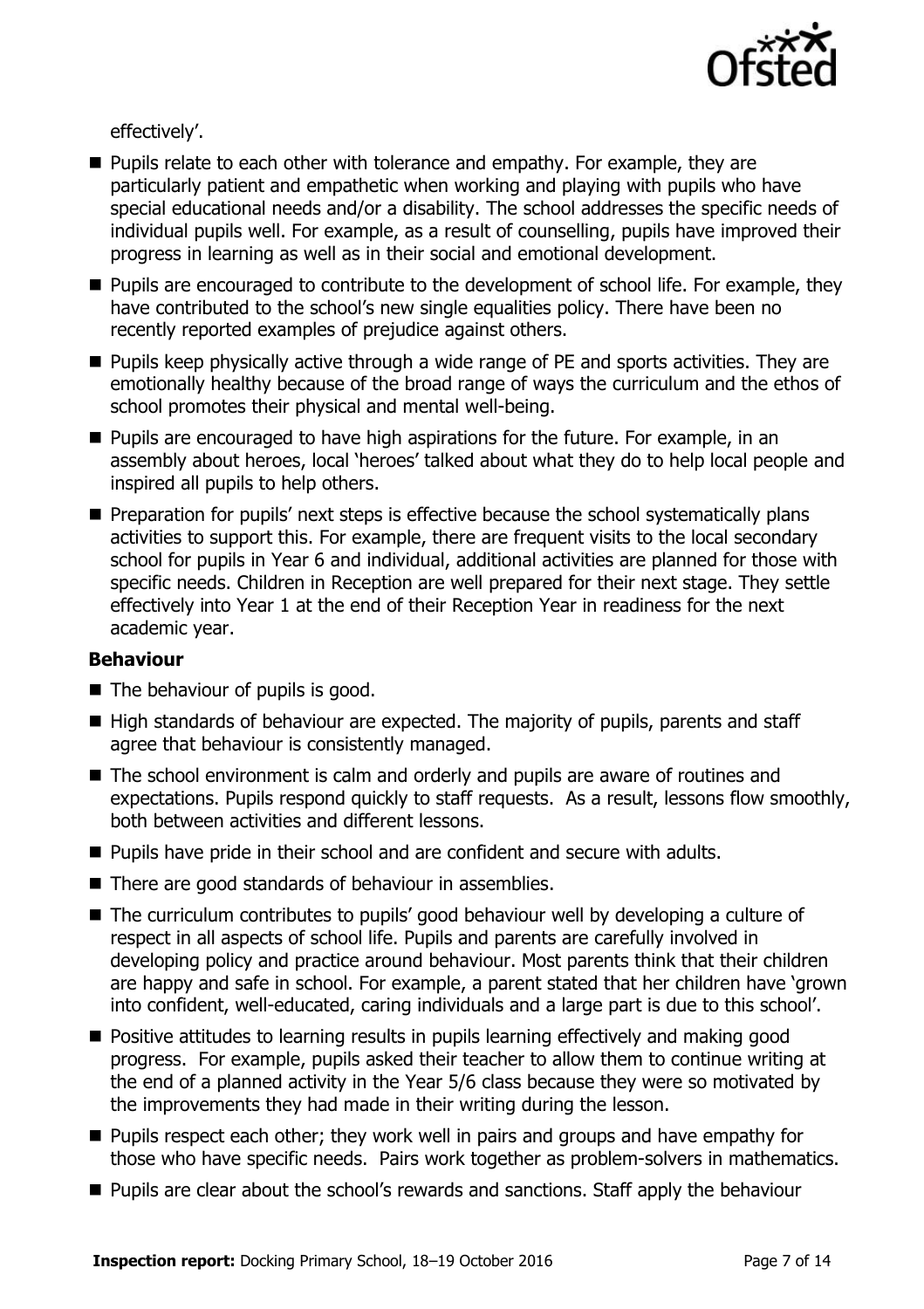effectively'.

- Pupils relate to each other with tolerance and empathy. For example, they are particularly patient and empathetic when working and playing with pupils who have special educational needs and/or a disability. The school addresses the specific needs of individual pupils well. For example, as a result of counselling, pupils have improved their progress in learning as well as in their social and emotional development.
- Pupils are encouraged to contribute to the development of school life. For example, they have contributed to the school's new single equalities policy. There have been no recently reported examples of prejudice against others.
- Pupils keep physically active through a wide range of PE and sports activities. They are emotionally healthy because of the broad range of ways the curriculum and the ethos of school promotes their physical and mental well-being.
- Pupils are encouraged to have high aspirations for the future. For example, in an assembly about heroes, local 'heroes' talked about what they do to help local people and inspired all pupils to help others.
- Preparation for pupils' next steps is effective because the school systematically plans activities to support this. For example, there are frequent visits to the local secondary school for pupils in Year 6 and individual, additional activities are planned for those with specific needs. Children in Reception are well prepared for their next stage. They settle effectively into Year 1 at the end of their Reception Year in readiness for the next academic year.

### Behaviour

- The behaviour of pupils is good.
- High standards of behaviour are expected. The majority of pupils, parents and staff agree that behaviour is consistently managed.
- The school environment is calm and orderly and pupils are aware of routines and expectations. Pupils respond quickly to staff requests. As a result, lessons flow smoothly, both between activities and different lessons.
- Pupils have pride in their school and are confident and secure with adults.
- There are good standards of behaviour in assemblies.
- The curriculum contributes to pupils' good behaviour well by developing a culture of respect in all aspects of school life. Pupils and parents are carefully involved in developing policy and practice around behaviour. Most parents think that their children are happy and safe in school. For example, a parent stated that her children have 'grown into confident, well-educated, caring individuals and a large part is due to this school'.
- Positive attitudes to learning results in pupils learning effectively and making good progress. For example, pupils asked their teacher to allow them to continue writing at the end of a planned activity in the Year 5/6 class because they were so motivated by the improvements they had made in their writing during the lesson.
- Pupils respect each other; they work well in pairs and groups and have empathy for those who have specific needs. Pairs work together as problem-solvers in mathematics.
- Pupils are clear about the school's rewards and sanctions. Staff apply the behaviour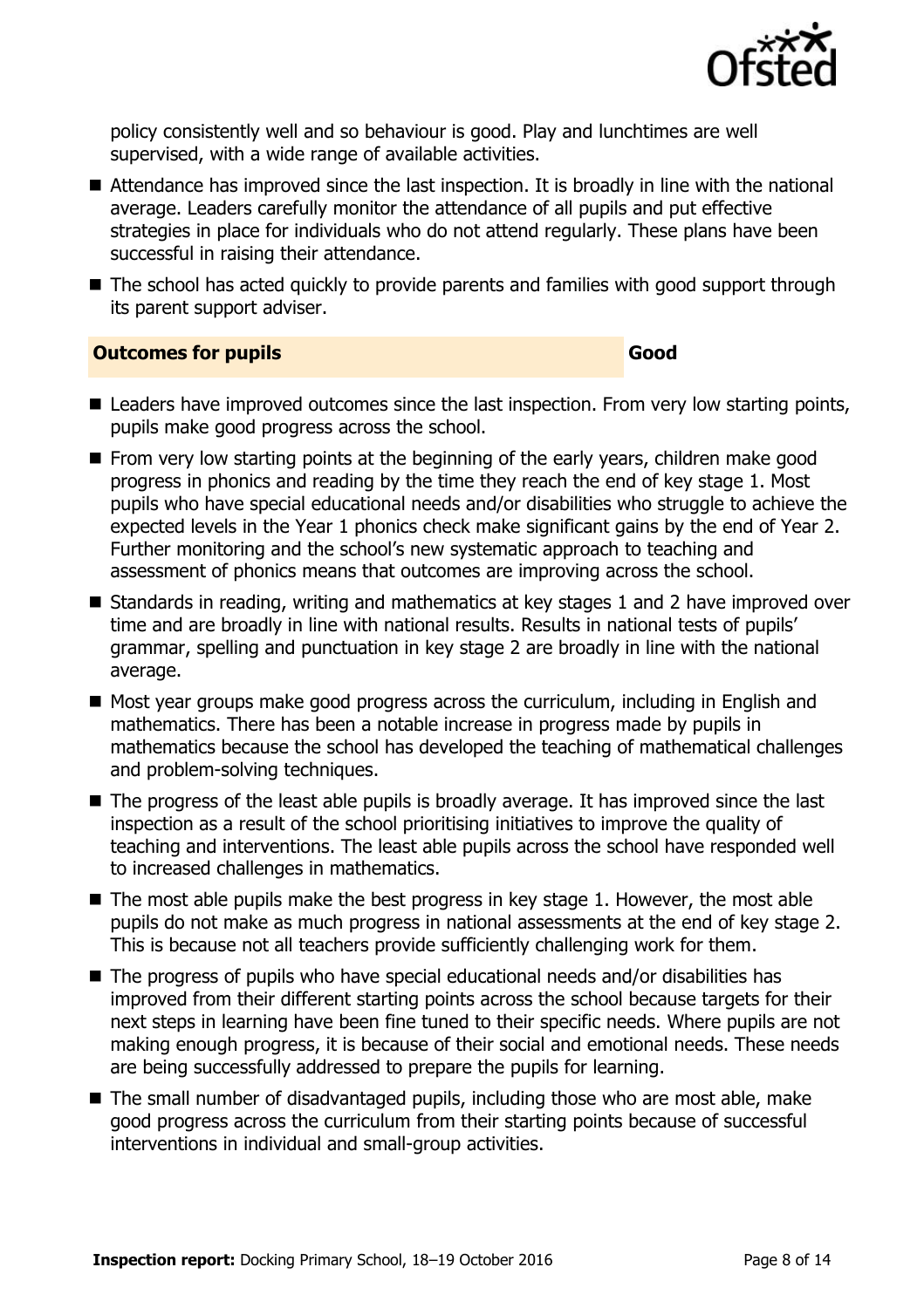policy consistently well and so behaviour is good. Play and lunchtimes are well supervised, with a wide range of available activities.

- Attendance has improved since the last inspection. It is broadly in line with the national average. Leaders carefully monitor the attendance of all pupils and put effective strategies in place for individuals who do not attend regularly. These plans have been successful in raising their attendance.
- The school has acted quickly to provide parents and families with good support through its parent support adviser.

## Outcomes for pupils — Good

- Leaders have improved outcomes since the last inspection. From very low starting points, pupils make good progress across the school.
- From very low starting points at the beginning of the early years, children make good progress in phonics and reading by the time they reach the end of key stage 1. Most pupils who have special educational needs and/or disabilities who struggle to achieve the expected levels in the Year 1 phonics check make significant gains by the end of Year 2. Further monitoring and the school's new systematic approach to teaching and assessment of phonics means that outcomes are improving across the school.
- Standards in reading, writing and mathematics at key stages 1 and 2 have improved over time and are broadly in line with national results. Results in national tests of pupils' grammar, spelling and punctuation in key stage 2 are broadly in line with the national average.
- Most year groups make good progress across the curriculum, including in English and mathematics. There has been a notable increase in progress made by pupils in mathematics because the school has developed the teaching of mathematical challenges and problem-solving techniques.
- The progress of the least able pupils is broadly average. It has improved since the last inspection as a result of the school prioritising initiatives to improve the quality of teaching and interventions. The least able pupils across the school have responded well to increased challenges in mathematics.
- The most able pupils make the best progress in key stage 1. However, the most able pupils do not make as much progress in national assessments at the end of key stage 2. This is because not all teachers provide sufficiently challenging work for them.
- The progress of pupils who have special educational needs and/or disabilities has improved from their different starting points across the school because targets for their next steps in learning have been fine tuned to their specific needs. Where pupils are not making enough progress, it is because of their social and emotional needs. These needs are being successfully addressed to prepare the pupils for learning.
- The small number of disadvantaged pupils, including those who are most able, make good progress across the curriculum from their starting points because of successful interventions in individual and small-group activities.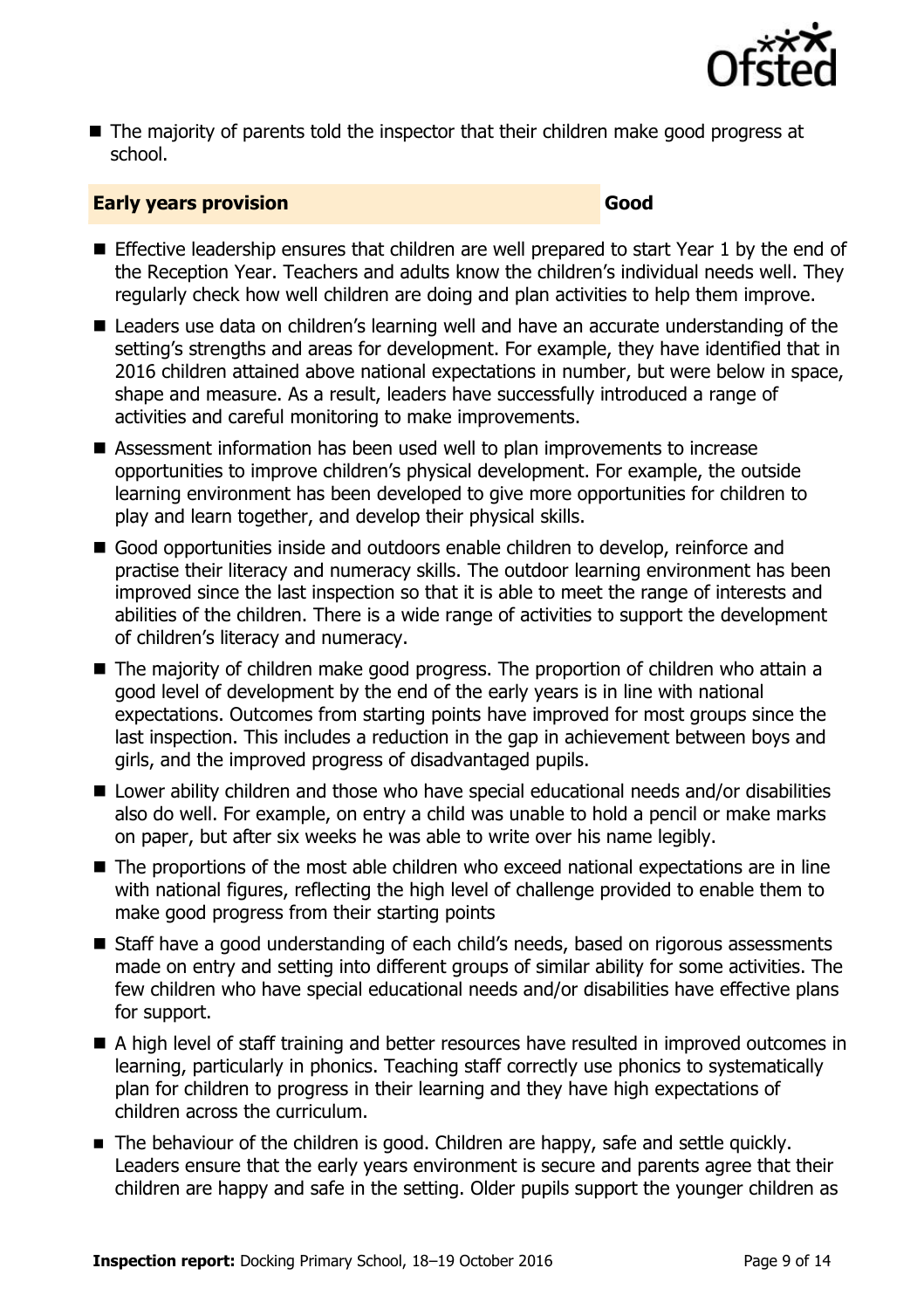- The majority of parents told the inspector that their children make good progress at school.

### Early years provision — Good

- Effective leadership ensures that children are well prepared to start Year 1 by the end of the Reception Year. Teachers and adults know the children's individual needs well. They regularly check how well children are doing and plan activities to help them improve.
- Leaders use data on children's learning well and have an accurate understanding of the setting's strengths and areas for development. For example, they have identified that in 2016 children attained above national expectations in number, but were below in space, shape and measure. As a result, leaders have successfully introduced a range of activities and careful monitoring to make improvements.
- Assessment information has been used well to plan improvements to increase opportunities to improve children's physical development. For example, the outside learning environment has been developed to give more opportunities for children to play and learn together, and develop their physical skills.
- Good opportunities inside and outdoors enable children to develop, reinforce and practise their literacy and numeracy skills. The outdoor learning environment has been improved since the last inspection so that it is able to meet the range of interests and abilities of the children. There is a wide range of activities to support the development of children's literacy and numeracy.
- The majority of children make good progress. The proportion of children who attain a good level of development by the end of the early years is in line with national expectations. Outcomes from starting points have improved for most groups since the last inspection. This includes a reduction in the gap in achievement between boys and girls, and the improved progress of disadvantaged pupils.
- Lower ability children and those who have special educational needs and/or disabilities also do well. For example, on entry a child was unable to hold a pencil or make marks on paper, but after six weeks he was able to write over his name legibly.
- The proportions of the most able children who exceed national expectations are in line with national figures, reflecting the high level of challenge provided to enable them to make good progress from their starting points
- Staff have a good understanding of each child's needs, based on rigorous assessments made on entry and setting into different groups of similar ability for some activities. The few children who have special educational needs and/or disabilities have effective plans for support.
- A high level of staff training and better resources have resulted in improved outcomes in learning, particularly in phonics. Teaching staff correctly use phonics to systematically plan for children to progress in their learning and they have high expectations of children across the curriculum.
- The behaviour of the children is good. Children are happy, safe and settle quickly. Leaders ensure that the early years environment is secure and parents agree that their children are happy and safe in the setting. Older pupils support the younger children as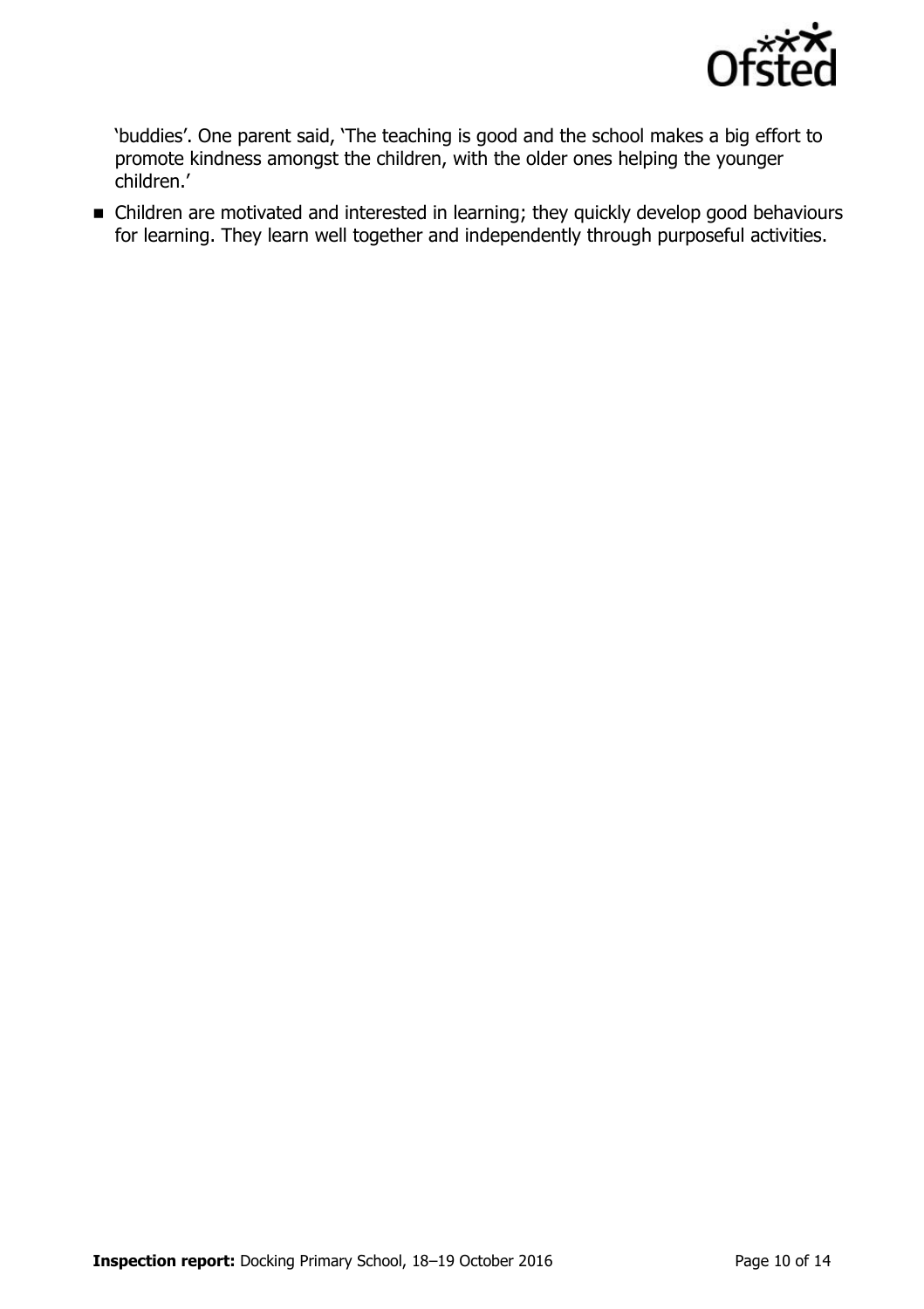'buddies'. One parent said, 'The teaching is good and the school makes a big effort to promote kindness amongst the children, with the older ones helping the younger children.'

- Children are motivated and interested in learning; they quickly develop good behaviours for learning. They learn well together and independently through purposeful activities.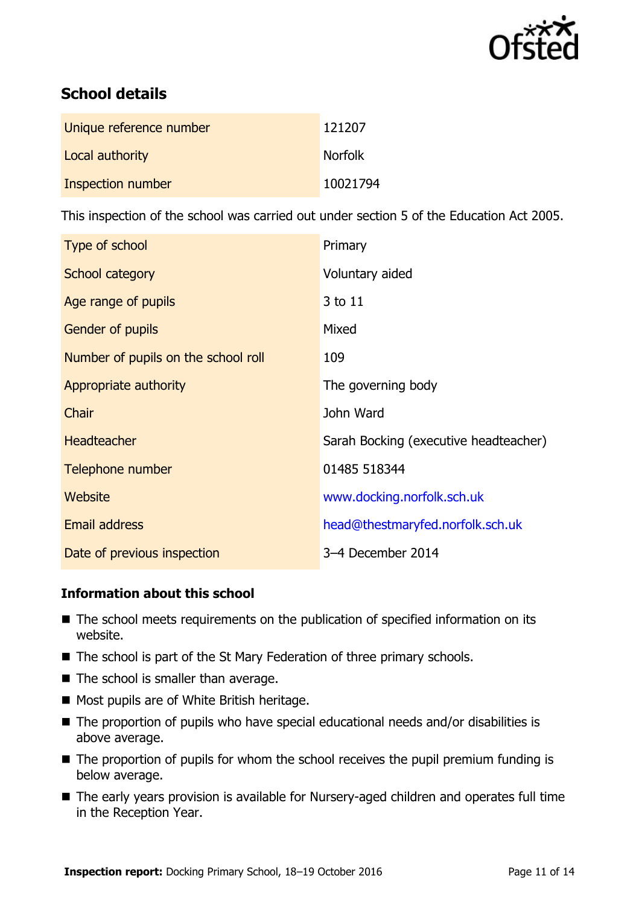## School details

| | |
|---|---|
| Unique reference number | 121207 |
| Local authority | Norfolk |
| Inspection number | 10021794 |

This inspection of the school was carried out under section 5 of the Education Act 2005.

| | |
|---|---|
| Type of school | Primary |
| School category | Voluntary aided |
| Age range of pupils | 3 to 11 |
| Gender of pupils | Mixed |
| Number of pupils on the school roll | 109 |
| Appropriate authority | The governing body |
| Chair | John Ward |
| Headteacher | Sarah Bocking (executive headteacher) |
| Telephone number | 01485 518344 |
| Website | www.docking.norfolk.sch.uk |
| Email address | head@thestmaryfed.norfolk.sch.uk |
| Date of previous inspection | 3–4 December 2014 |

### Information about this school

- The school meets requirements on the publication of specified information on its website.
- The school is part of the St Mary Federation of three primary schools.
- The school is smaller than average.
- Most pupils are of White British heritage.
- The proportion of pupils who have special educational needs and/or disabilities is above average.
- The proportion of pupils for whom the school receives the pupil premium funding is below average.
- The early years provision is available for Nursery-aged children and operates full time in the Reception Year.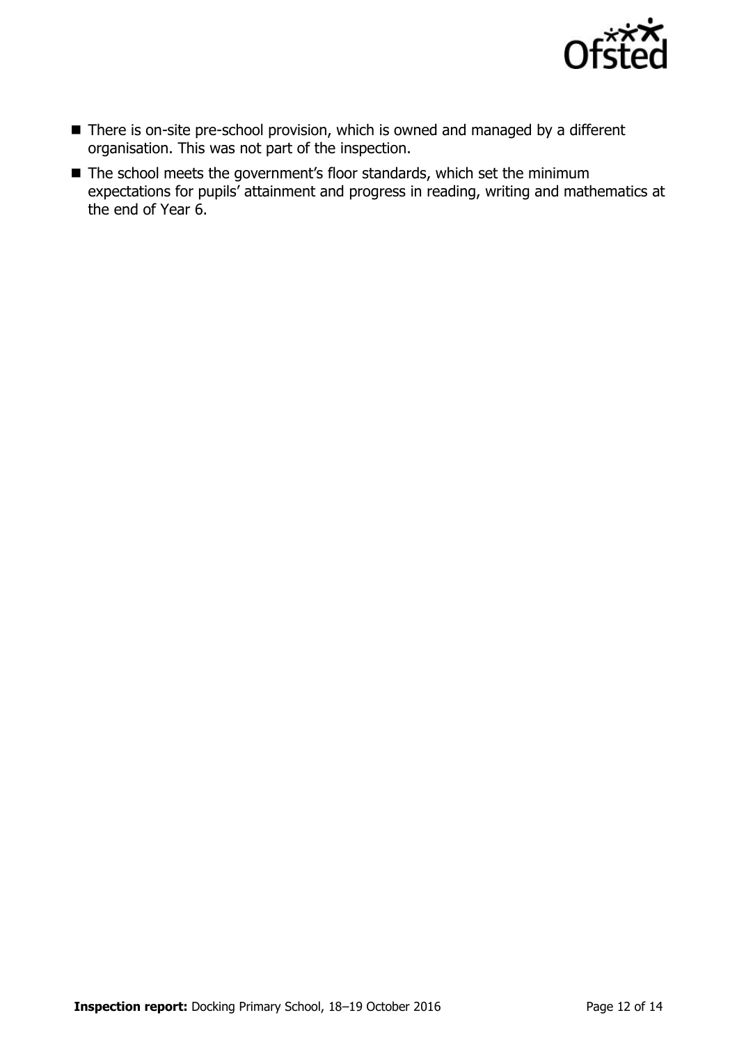- There is on-site pre-school provision, which is owned and managed by a different organisation. This was not part of the inspection.
- The school meets the government's floor standards, which set the minimum expectations for pupils' attainment and progress in reading, writing and mathematics at the end of Year 6.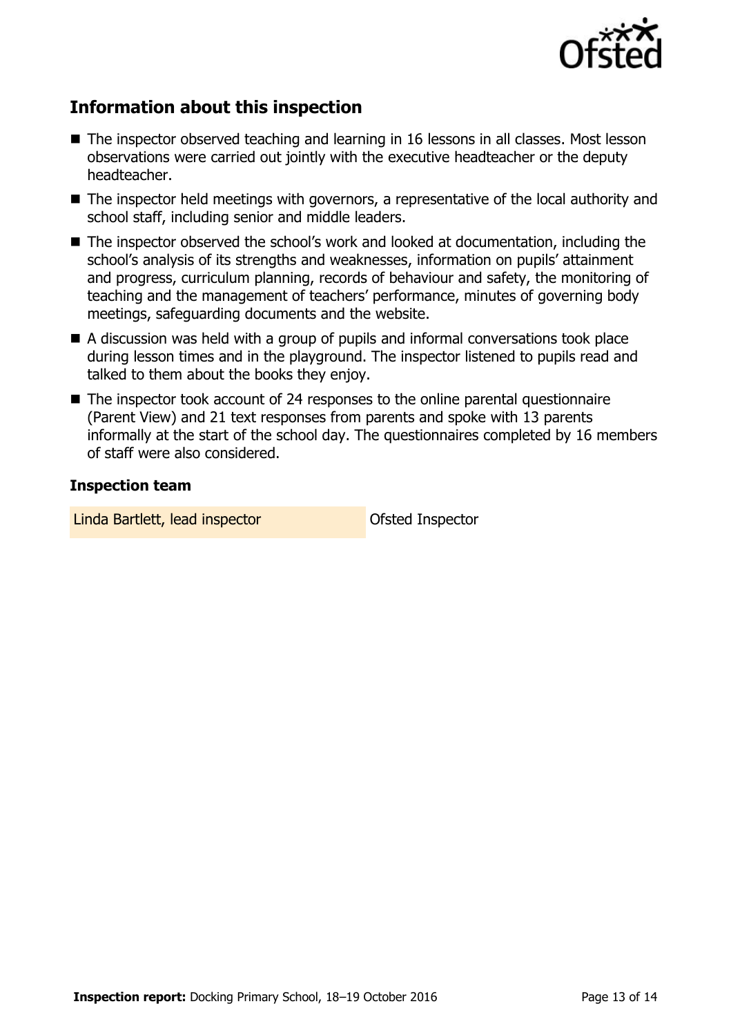## Information about this inspection

- The inspector observed teaching and learning in 16 lessons in all classes. Most lesson observations were carried out jointly with the executive headteacher or the deputy headteacher.
- The inspector held meetings with governors, a representative of the local authority and school staff, including senior and middle leaders.
- The inspector observed the school's work and looked at documentation, including the school's analysis of its strengths and weaknesses, information on pupils' attainment and progress, curriculum planning, records of behaviour and safety, the monitoring of teaching and the management of teachers' performance, minutes of governing body meetings, safeguarding documents and the website.
- A discussion was held with a group of pupils and informal conversations took place during lesson times and in the playground. The inspector listened to pupils read and talked to them about the books they enjoy.
- The inspector took account of 24 responses to the online parental questionnaire (Parent View) and 21 text responses from parents and spoke with 13 parents informally at the start of the school day. The questionnaires completed by 16 members of staff were also considered.

### Inspection team

| | |
|---|---|
| Linda Bartlett, lead inspector | Ofsted Inspector |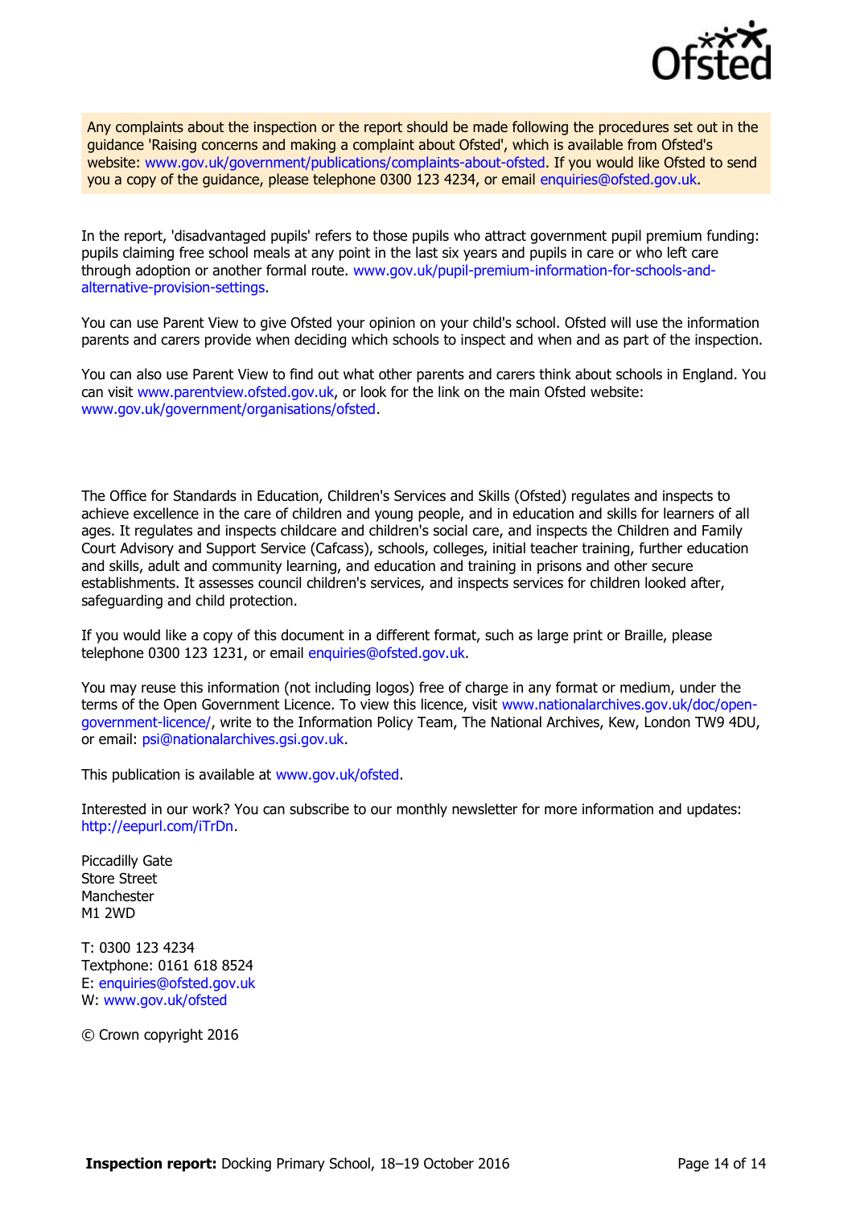Any complaints about the inspection or the report should be made following the procedures set out in the guidance 'Raising concerns and making a complaint about Ofsted', which is available from Ofsted's website: www.gov.uk/government/publications/complaints-about-ofsted. If you would like Ofsted to send you a copy of the guidance, please telephone 0300 123 4234, or email enquiries@ofsted.gov.uk.

In the report, 'disadvantaged pupils' refers to those pupils who attract government pupil premium funding: pupils claiming free school meals at any point in the last six years and pupils in care or who left care through adoption or another formal route. www.gov.uk/pupil-premium-information-for-schools-and-alternative-provision-settings.

You can use Parent View to give Ofsted your opinion on your child's school. Ofsted will use the information parents and carers provide when deciding which schools to inspect and when and as part of the inspection.

You can also use Parent View to find out what other parents and carers think about schools in England. You can visit www.parentview.ofsted.gov.uk, or look for the link on the main Ofsted website: www.gov.uk/government/organisations/ofsted.

The Office for Standards in Education, Children's Services and Skills (Ofsted) regulates and inspects to achieve excellence in the care of children and young people, and in education and skills for learners of all ages. It regulates and inspects childcare and children's social care, and inspects the Children and Family Court Advisory and Support Service (Cafcass), schools, colleges, initial teacher training, further education and skills, adult and community learning, and education and training in prisons and other secure establishments. It assesses council children's services, and inspects services for children looked after, safeguarding and child protection.

If you would like a copy of this document in a different format, such as large print or Braille, please telephone 0300 123 1231, or email enquiries@ofsted.gov.uk.

You may reuse this information (not including logos) free of charge in any format or medium, under the terms of the Open Government Licence. To view this licence, visit www.nationalarchives.gov.uk/doc/open-government-licence/, write to the Information Policy Team, The National Archives, Kew, London TW9 4DU, or email: psi@nationalarchives.gsi.gov.uk.

This publication is available at www.gov.uk/ofsted.

Interested in our work? You can subscribe to our monthly newsletter for more information and updates: http://eepurl.com/iTrDn.

Piccadilly Gate
Store Street
Manchester
M1 2WD

T: 0300 123 4234
Textphone: 0161 618 8524
E: enquiries@ofsted.gov.uk
W: www.gov.uk/ofsted

© Crown copyright 2016